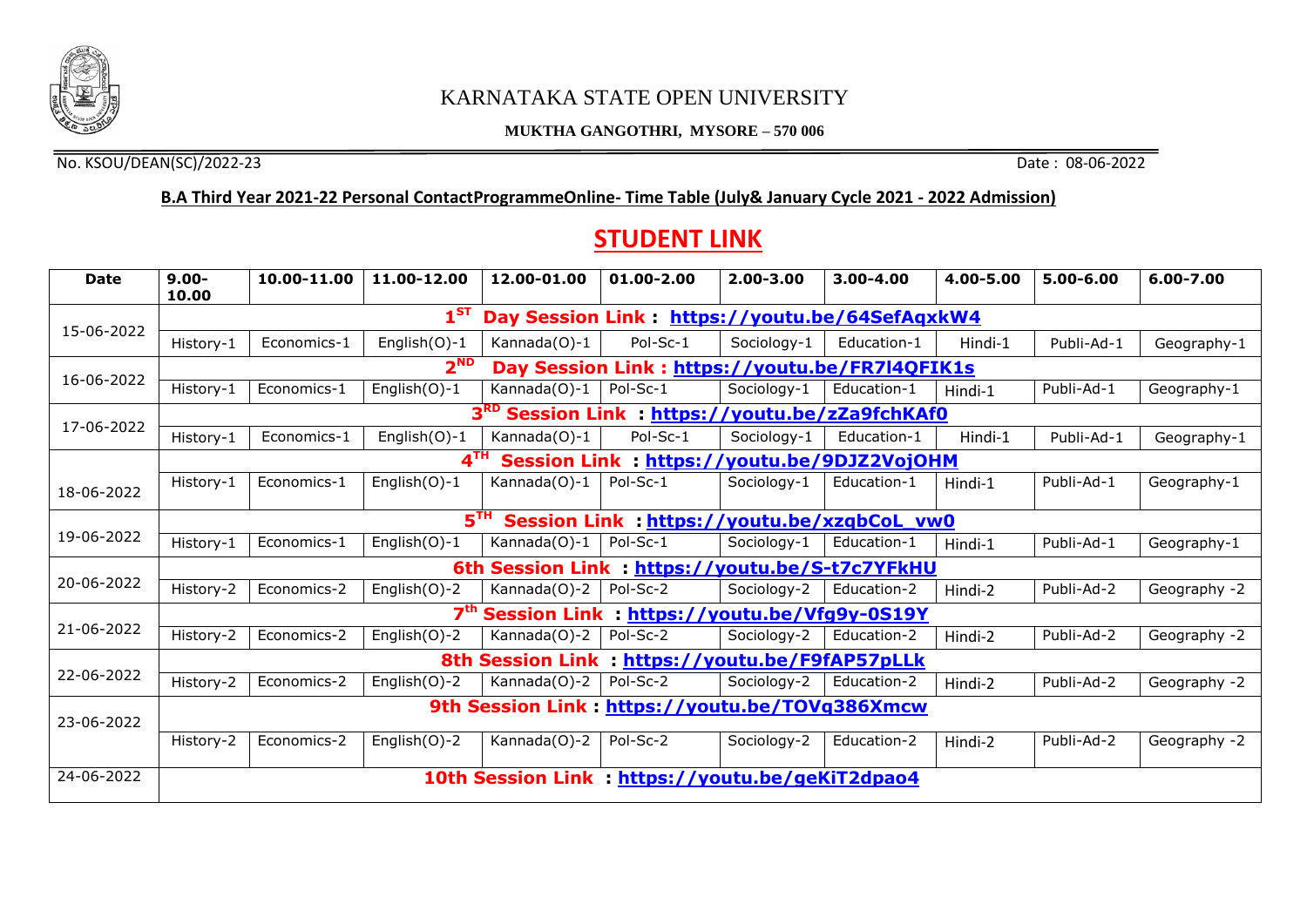# KARNATAKA STATE OPEN UNIVERSITY

**MUKTHA GANGOTHRI, MYSORE – 570 006**

No. KSOU/DEAN(SC)/2022-23 Date : 08-06-2022

**B.A Third Year 2021-22 Personal ContactProgrammeOnline- Time Table (July& January Cycle 2021 - 2022 Admission)**

## STUDENT LINK

| Date | 9.00-10.00 | 10.00-11.00 | 11.00-12.00 | 12.00-01.00 | 01.00-2.00 | 2.00-3.00 | 3.00-4.00 | 4.00-5.00 | 5.00-6.00 | 6.00-7.00 |
|---|---|---|---|---|---|---|---|---|---|---|
| 15-06-2022 | 1ST Day Session Link : https://youtu.be/64SefAqxkW4 | | | | | | | | | |
| | History-1 | Economics-1 | English(O)-1 | Kannada(O)-1 | Pol-Sc-1 | Sociology-1 | Education-1 | Hindi-1 | Publi-Ad-1 | Geography-1 |
| 16-06-2022 | 2ND Day Session Link : https://youtu.be/FR7l4QFIK1s | | | | | | | | | |
| | History-1 | Economics-1 | English(O)-1 | Kannada(O)-1 | Pol-Sc-1 | Sociology-1 | Education-1 | Hindi-1 | Publi-Ad-1 | Geography-1 |
| 17-06-2022 | 3RD Session Link : https://youtu.be/zZa9fchKAf0 | | | | | | | | | |
| | History-1 | Economics-1 | English(O)-1 | Kannada(O)-1 | Pol-Sc-1 | Sociology-1 | Education-1 | Hindi-1 | Publi-Ad-1 | Geography-1 |
| 18-06-2022 | 4TH Session Link : https://youtu.be/9DJZ2VojOHM | | | | | | | | | |
| | History-1 | Economics-1 | English(O)-1 | Kannada(O)-1 | Pol-Sc-1 | Sociology-1 | Education-1 | Hindi-1 | Publi-Ad-1 | Geography-1 |
| 19-06-2022 | 5TH Session Link : https://youtu.be/xzqbCoL_vw0 | | | | | | | | | |
| | History-1 | Economics-1 | English(O)-1 | Kannada(O)-1 | Pol-Sc-1 | Sociology-1 | Education-1 | Hindi-1 | Publi-Ad-1 | Geography-1 |
| 20-06-2022 | 6th Session Link : https://youtu.be/S-t7c7YFkHU | | | | | | | | | |
| | History-2 | Economics-2 | English(O)-2 | Kannada(O)-2 | Pol-Sc-2 | Sociology-2 | Education-2 | Hindi-2 | Publi-Ad-2 | Geography -2 |
| 21-06-2022 | 7th Session Link : https://youtu.be/Vfg9y-0S19Y | | | | | | | | | |
| | History-2 | Economics-2 | English(O)-2 | Kannada(O)-2 | Pol-Sc-2 | Sociology-2 | Education-2 | Hindi-2 | Publi-Ad-2 | Geography -2 |
| 22-06-2022 | 8th Session Link : https://youtu.be/F9fAP57pLLk | | | | | | | | | |
| | History-2 | Economics-2 | English(O)-2 | Kannada(O)-2 | Pol-Sc-2 | Sociology-2 | Education-2 | Hindi-2 | Publi-Ad-2 | Geography -2 |
| 23-06-2022 | 9th Session Link : https://youtu.be/TOVq386Xmcw | | | | | | | | | |
| | History-2 | Economics-2 | English(O)-2 | Kannada(O)-2 | Pol-Sc-2 | Sociology-2 | Education-2 | Hindi-2 | Publi-Ad-2 | Geography -2 |
| 24-06-2022 | 10th Session Link : https://youtu.be/geKiT2dpao4 | | | | | | | | | |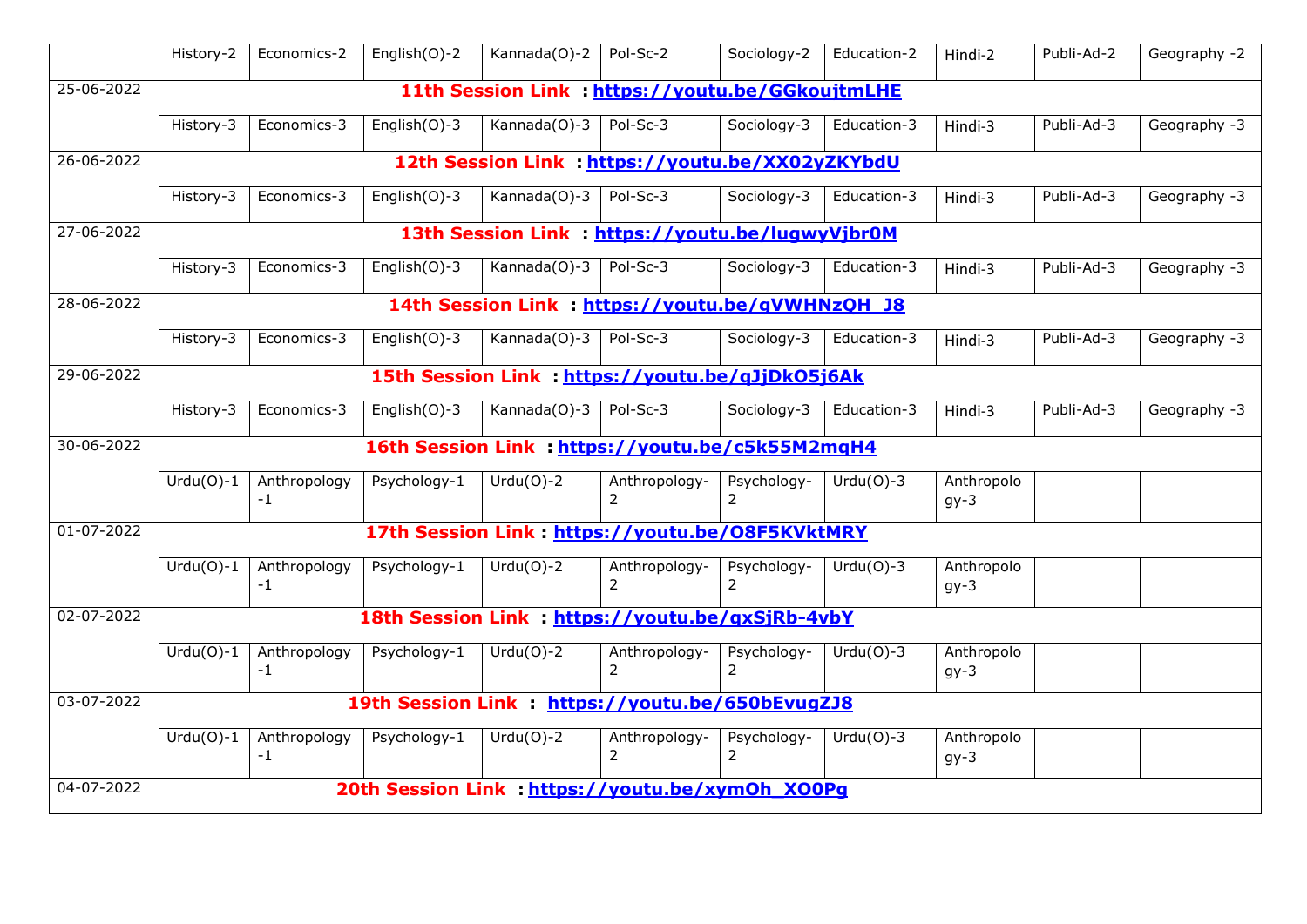| | | | | | | | | | | |
|---|---|---|---|---|---|---|---|---|---|---|
| | History-2 | Economics-2 | English(O)-2 | Kannada(O)-2 | Pol-Sc-2 | Sociology-2 | Education-2 | Hindi-2 | Publi-Ad-2 | Geography -2 |
| 25-06-2022 | **11th Session Link : https://youtu.be/GGkoujtmLHE** | | | | | | | | | |
| | History-3 | Economics-3 | English(O)-3 | Kannada(O)-3 | Pol-Sc-3 | Sociology-3 | Education-3 | Hindi-3 | Publi-Ad-3 | Geography -3 |
| 26-06-2022 | **12th Session Link : https://youtu.be/XX02yZKYbdU** | | | | | | | | | |
| | History-3 | Economics-3 | English(O)-3 | Kannada(O)-3 | Pol-Sc-3 | Sociology-3 | Education-3 | Hindi-3 | Publi-Ad-3 | Geography -3 |
| 27-06-2022 | **13th Session Link : https://youtu.be/lugwyVjbr0M** | | | | | | | | | |
| | History-3 | Economics-3 | English(O)-3 | Kannada(O)-3 | Pol-Sc-3 | Sociology-3 | Education-3 | Hindi-3 | Publi-Ad-3 | Geography -3 |
| 28-06-2022 | **14th Session Link : https://youtu.be/gVWHNzQH_J8** | | | | | | | | | |
| | History-3 | Economics-3 | English(O)-3 | Kannada(O)-3 | Pol-Sc-3 | Sociology-3 | Education-3 | Hindi-3 | Publi-Ad-3 | Geography -3 |
| 29-06-2022 | **15th Session Link : https://youtu.be/qJjDkO5j6Ak** | | | | | | | | | |
| | History-3 | Economics-3 | English(O)-3 | Kannada(O)-3 | Pol-Sc-3 | Sociology-3 | Education-3 | Hindi-3 | Publi-Ad-3 | Geography -3 |
| 30-06-2022 | **16th Session Link : https://youtu.be/c5k55M2mqH4** | | | | | | | | | |
| | Urdu(O)-1 | Anthropology -1 | Psychology-1 | Urdu(O)-2 | Anthropology-2 | Psychology-2 | Urdu(O)-3 | Anthropology-3 | | |
| 01-07-2022 | **17th Session Link : https://youtu.be/O8F5KVktMRY** | | | | | | | | | |
| | Urdu(O)-1 | Anthropology -1 | Psychology-1 | Urdu(O)-2 | Anthropology-2 | Psychology-2 | Urdu(O)-3 | Anthropology-3 | | |
| 02-07-2022 | **18th Session Link : https://youtu.be/qxSjRb-4vbY** | | | | | | | | | |
| | Urdu(O)-1 | Anthropology -1 | Psychology-1 | Urdu(O)-2 | Anthropology-2 | Psychology-2 | Urdu(O)-3 | Anthropology-3 | | |
| 03-07-2022 | **19th Session Link : https://youtu.be/650bEvugZJ8** | | | | | | | | | |
| | Urdu(O)-1 | Anthropology -1 | Psychology-1 | Urdu(O)-2 | Anthropology-2 | Psychology-2 | Urdu(O)-3 | Anthropology-3 | | |
| 04-07-2022 | **20th Session Link : https://youtu.be/xymOh_XO0Pg** | | | | | | | | | |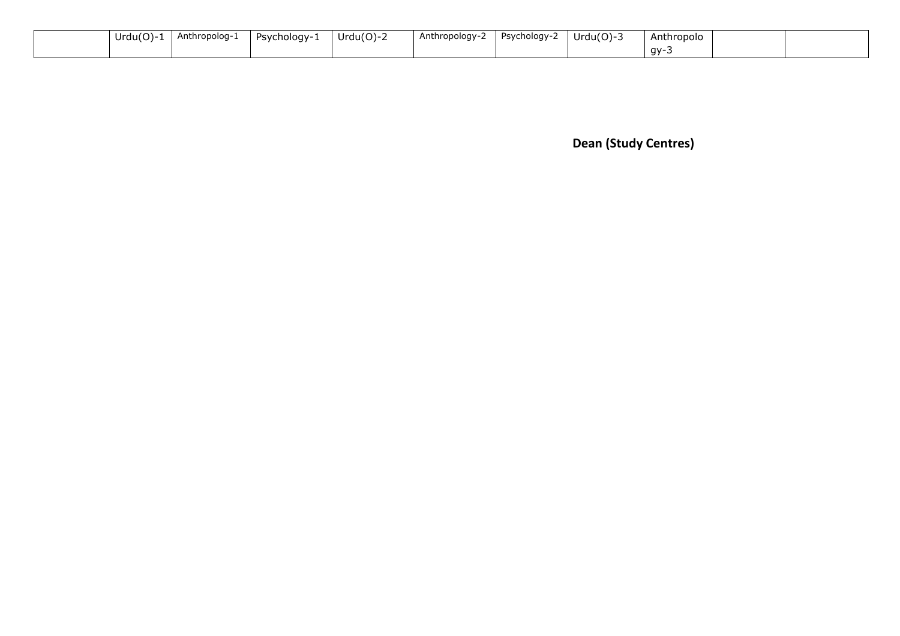| | | | | | | | | | | |
|---|---|---|---|---|---|---|---|---|---|---|
| | Urdu(O)-1 | Anthropolog-1 | Psychology-1 | Urdu(O)-2 | Anthropology-2 | Psychology-2 | Urdu(O)-3 | Anthropology-3 | | |

**Dean (Study Centres)**